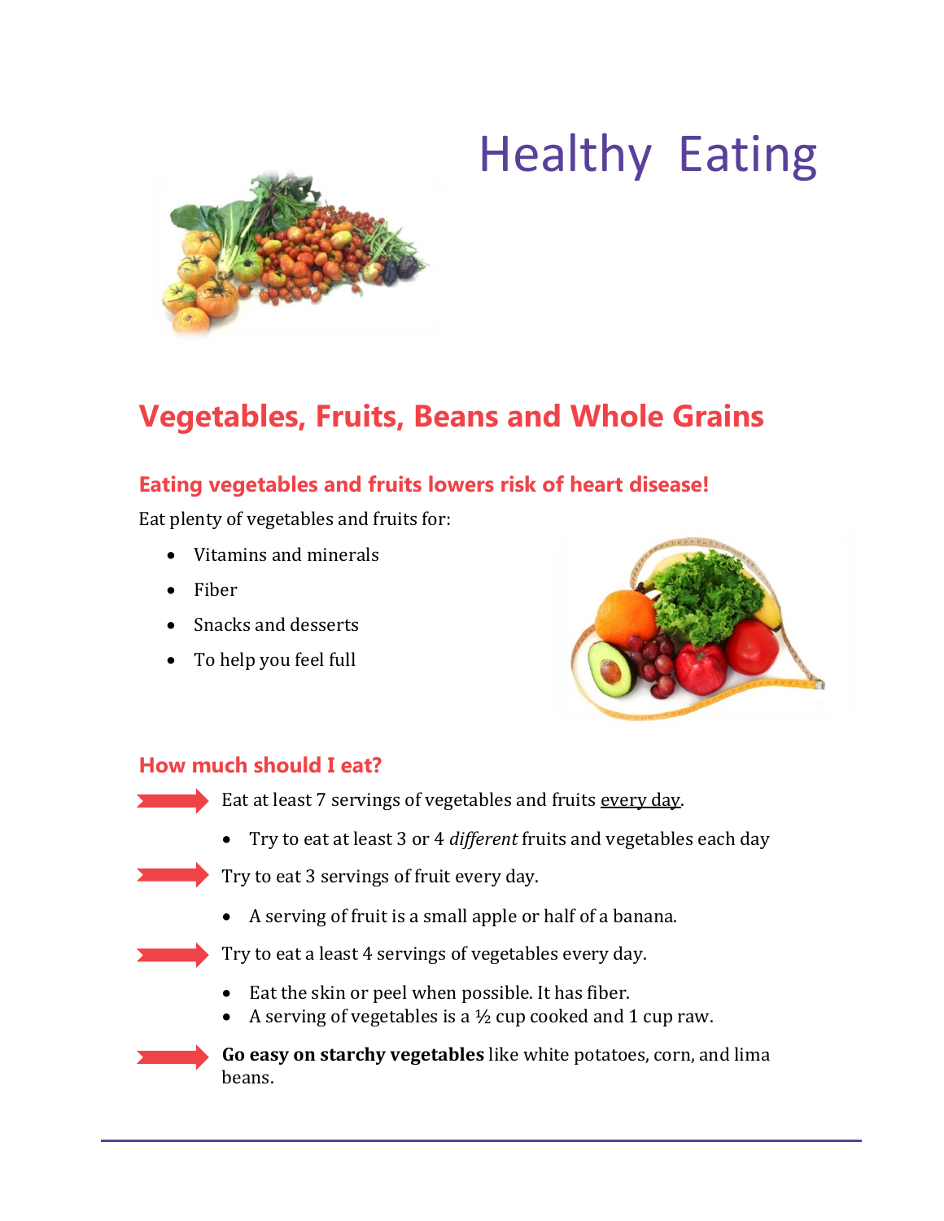# Healthy Eating

## Vegetables, Fruits, Beans and Whole Grains

### Eating vegetables and fruits lowers risk of heart disease!

Eat plenty of vegetables and fruits for:

- Vitamins and minerals
- Fiber
- Snacks and desserts
- To help you feel full

### How much should I eat?

➡ Eat at least 7 servings of vegetables and fruits <u>every day</u>.

- Try to eat at least 3 or 4 *different* fruits and vegetables each day

➡ Try to eat 3 servings of fruit every day.

- A serving of fruit is a small apple or half of a banana.

➡ Try to eat a least 4 servings of vegetables every day.

- Eat the skin or peel when possible. It has fiber.
- A serving of vegetables is a ½ cup cooked and 1 cup raw.

➡ **Go easy on starchy vegetables** like white potatoes, corn, and lima beans.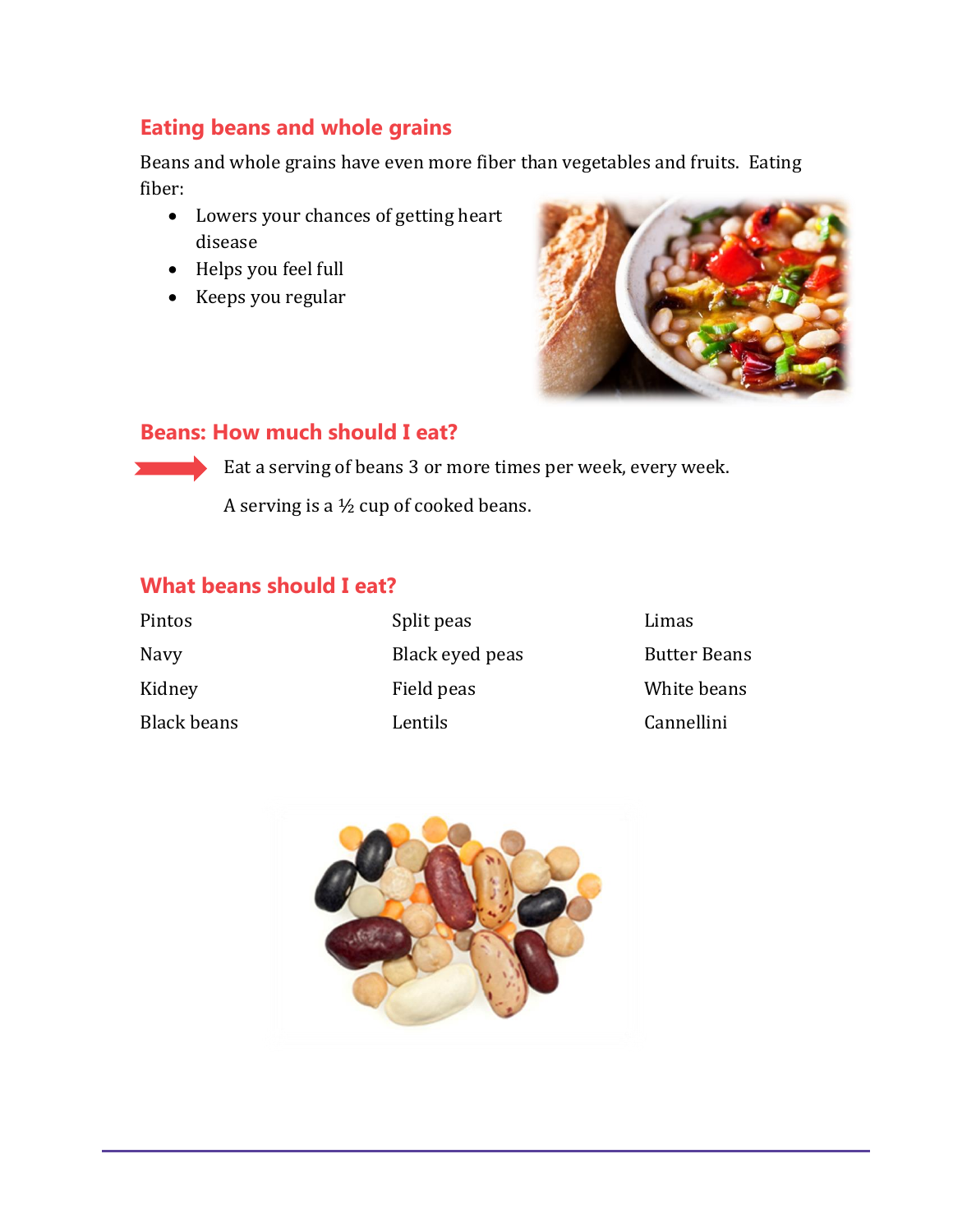## Eating beans and whole grains

Beans and whole grains have even more fiber than vegetables and fruits. Eating fiber:

- Lowers your chances of getting heart disease
- Helps you feel full
- Keeps you regular

## Beans: How much should I eat?

Eat a serving of beans 3 or more times per week, every week.

A serving is a ½ cup of cooked beans.

## What beans should I eat?

| | | |
|---|---|---|
| Pintos | Split peas | Limas |
| Navy | Black eyed peas | Butter Beans |
| Kidney | Field peas | White beans |
| Black beans | Lentils | Cannellini |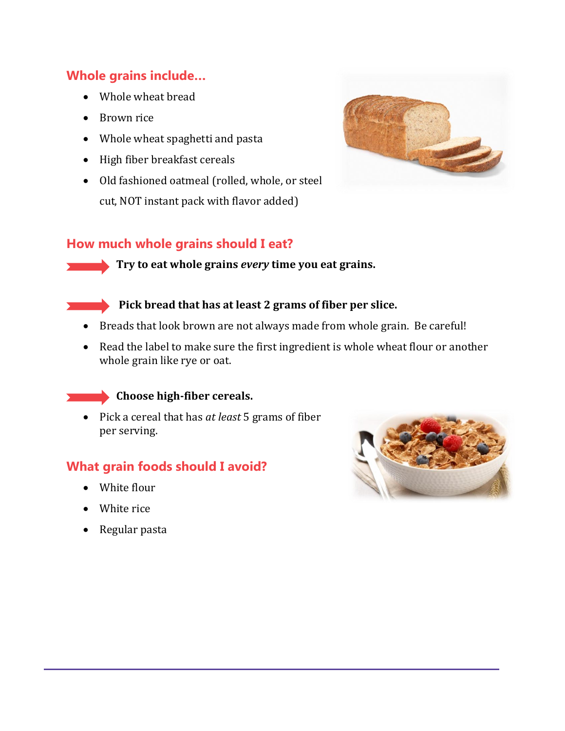## Whole grains include...

- Whole wheat bread
- Brown rice
- Whole wheat spaghetti and pasta
- High fiber breakfast cereals
- Old fashioned oatmeal (rolled, whole, or steel cut, NOT instant pack with flavor added)

## How much whole grains should I eat?

**Try to eat whole grains *every* time you eat grains.**

**Pick bread that has at least 2 grams of fiber per slice.**

- Breads that look brown are not always made from whole grain. Be careful!
- Read the label to make sure the first ingredient is whole wheat flour or another whole grain like rye or oat.

**Choose high-fiber cereals.**

- Pick a cereal that has *at least* 5 grams of fiber per serving.

## What grain foods should I avoid?

- White flour
- White rice
- Regular pasta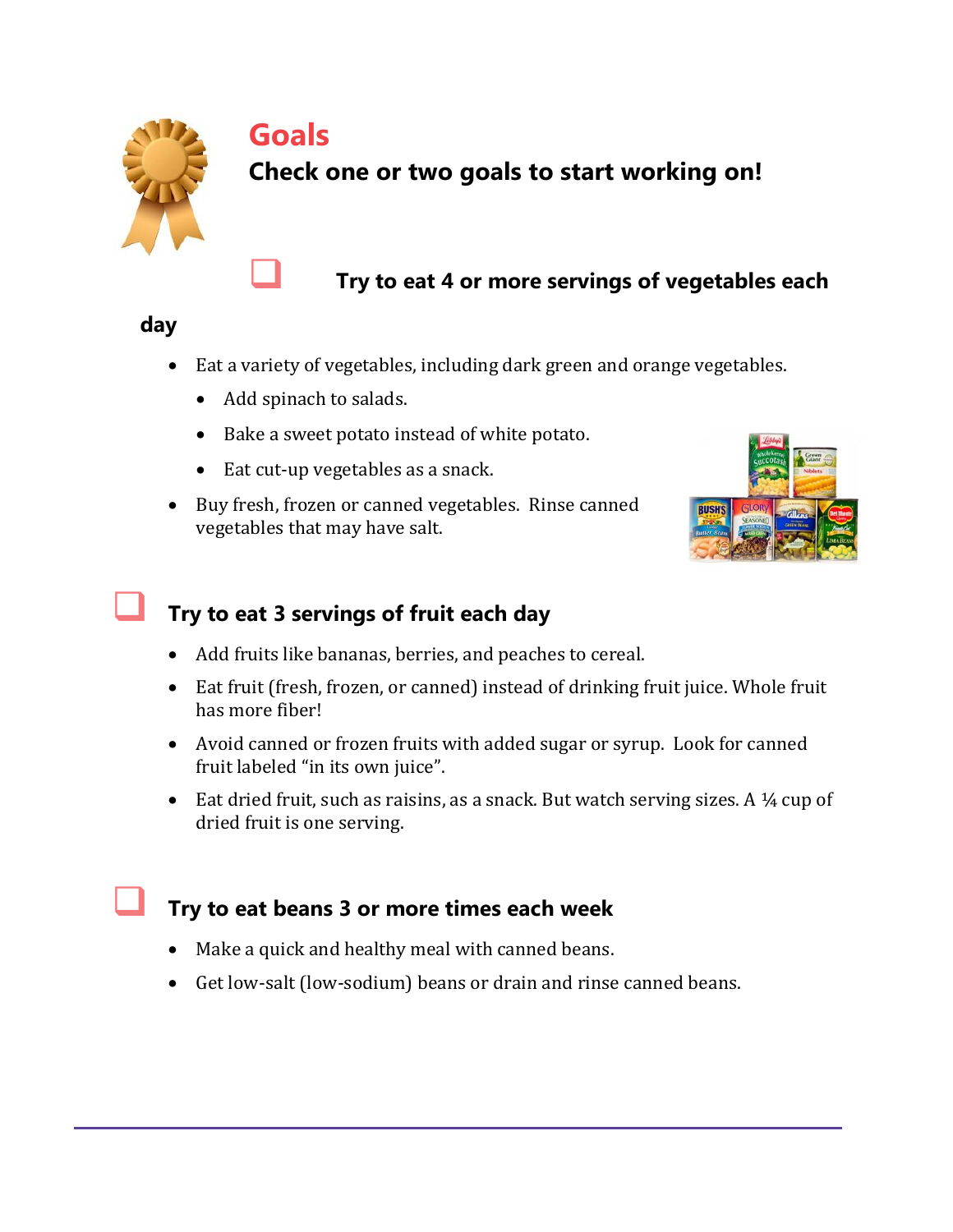## Goals

**Check one or two goals to start working on!**

❑ **Try to eat 4 or more servings of vegetables each day**

- Eat a variety of vegetables, including dark green and orange vegetables.
  - Add spinach to salads.
  - Bake a sweet potato instead of white potato.
  - Eat cut-up vegetables as a snack.
- Buy fresh, frozen or canned vegetables. Rinse canned vegetables that may have salt.

❑ **Try to eat 3 servings of fruit each day**

- Add fruits like bananas, berries, and peaches to cereal.
- Eat fruit (fresh, frozen, or canned) instead of drinking fruit juice. Whole fruit has more fiber!
- Avoid canned or frozen fruits with added sugar or syrup. Look for canned fruit labeled "in its own juice".
- Eat dried fruit, such as raisins, as a snack. But watch serving sizes. A ¼ cup of dried fruit is one serving.

❑ **Try to eat beans 3 or more times each week**

- Make a quick and healthy meal with canned beans.
- Get low-salt (low-sodium) beans or drain and rinse canned beans.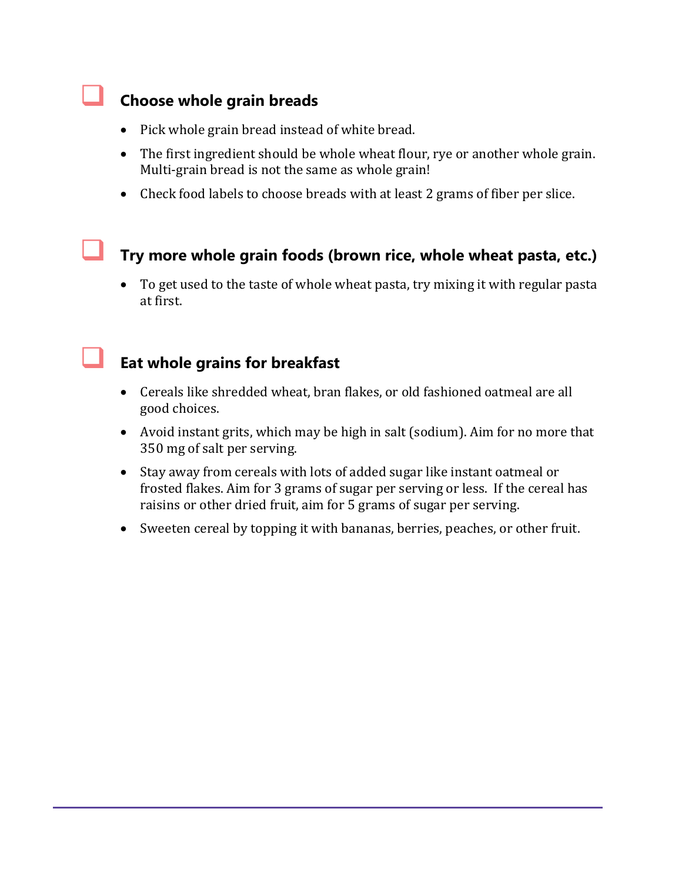- [ ] **Choose whole grain breads**

- Pick whole grain bread instead of white bread.
- The first ingredient should be whole wheat flour, rye or another whole grain. Multi-grain bread is not the same as whole grain!
- Check food labels to choose breads with at least 2 grams of fiber per slice.

- [ ] **Try more whole grain foods (brown rice, whole wheat pasta, etc.)**

- To get used to the taste of whole wheat pasta, try mixing it with regular pasta at first.

- [ ] **Eat whole grains for breakfast**

- Cereals like shredded wheat, bran flakes, or old fashioned oatmeal are all good choices.
- Avoid instant grits, which may be high in salt (sodium). Aim for no more that 350 mg of salt per serving.
- Stay away from cereals with lots of added sugar like instant oatmeal or frosted flakes. Aim for 3 grams of sugar per serving or less. If the cereal has raisins or other dried fruit, aim for 5 grams of sugar per serving.
- Sweeten cereal by topping it with bananas, berries, peaches, or other fruit.